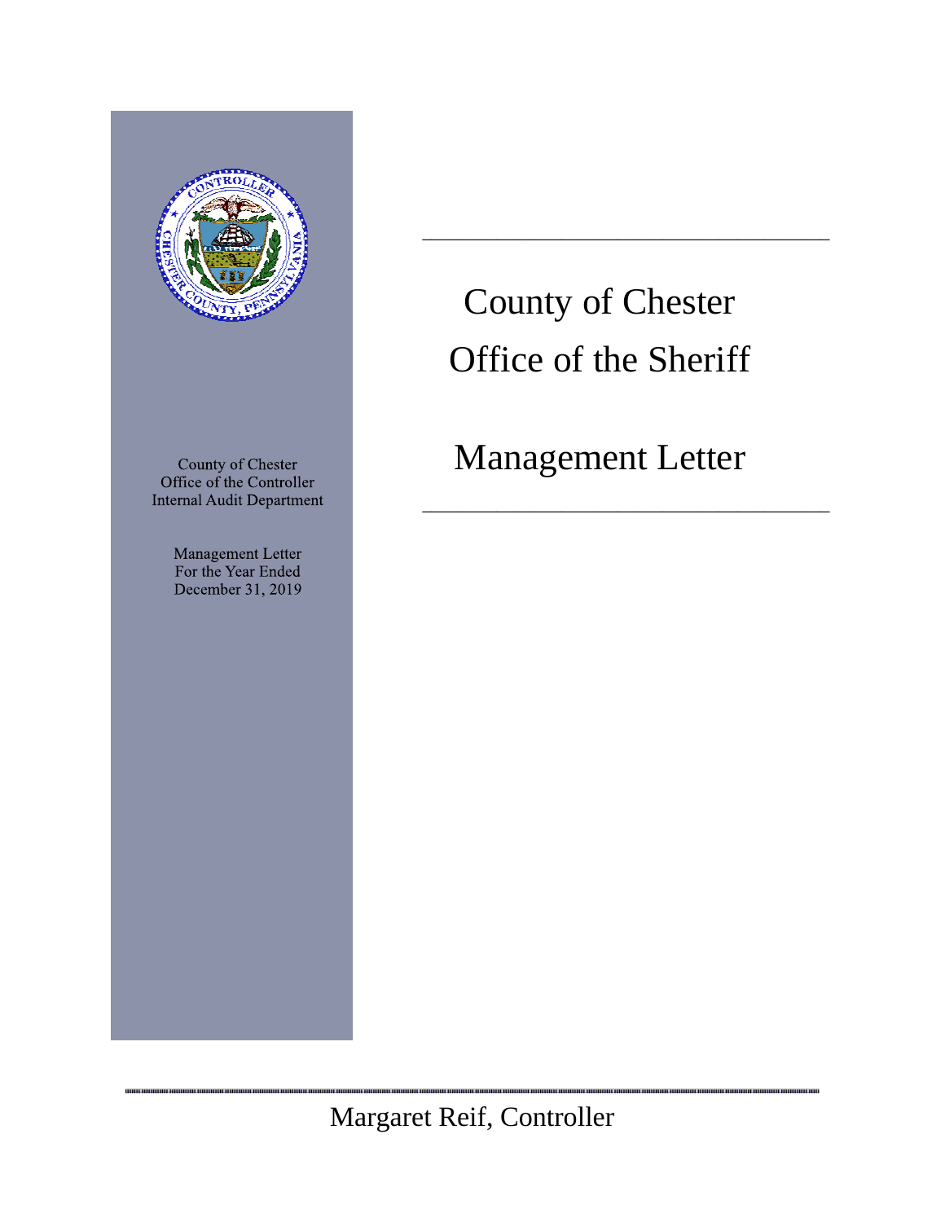# County of Chester
# Office of the Sheriff

## Management Letter

County of Chester
Office of the Controller
Internal Audit Department

Management Letter
For the Year Ended
December 31, 2019

Margaret Reif, Controller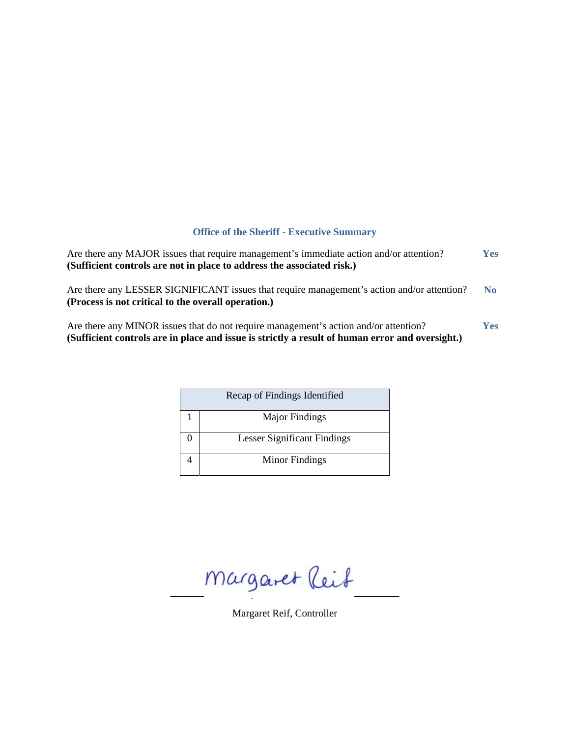## Office of the Sheriff - Executive Summary

Are there any MAJOR issues that require management's immediate action and/or attention? **Yes**
**(Sufficient controls are not in place to address the associated risk.)**

Are there any LESSER SIGNIFICANT issues that require management's action and/or attention? **No**
**(Process is not critical to the overall operation.)**

Are there any MINOR issues that do not require management's action and/or attention? **Yes**
**(Sufficient controls are in place and issue is strictly a result of human error and oversight.)**

| Recap of Findings Identified | |
|---|---|
| 1 | Major Findings |
| 0 | Lesser Significant Findings |
| 4 | Minor Findings |

Margaret Reif

Margaret Reif, Controller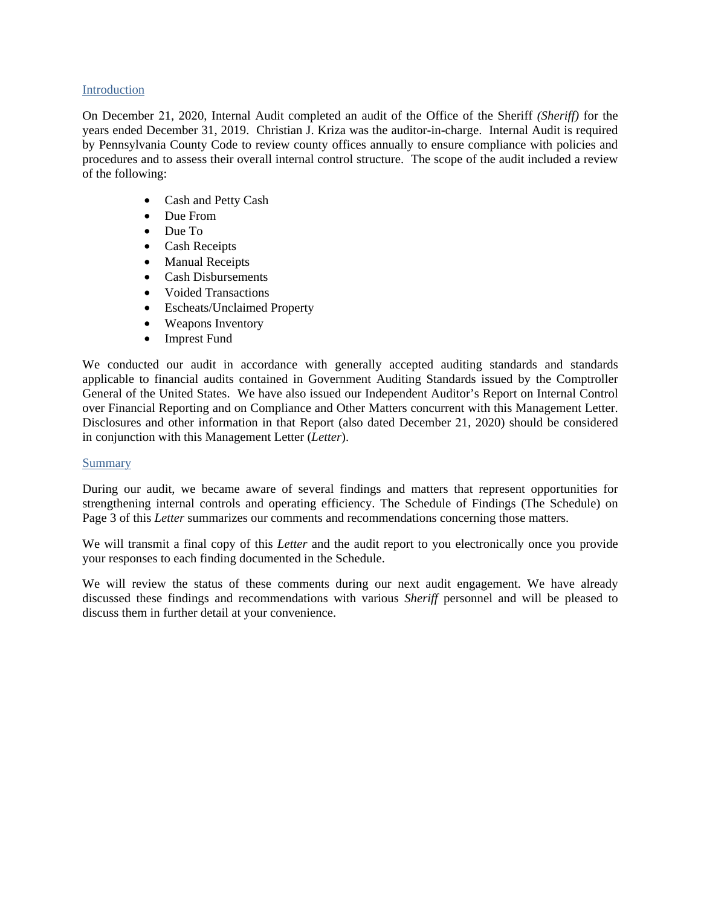## Introduction

On December 21, 2020, Internal Audit completed an audit of the Office of the Sheriff *(Sheriff)* for the years ended December 31, 2019. Christian J. Kriza was the auditor-in-charge. Internal Audit is required by Pennsylvania County Code to review county offices annually to ensure compliance with policies and procedures and to assess their overall internal control structure. The scope of the audit included a review of the following:

- Cash and Petty Cash
- Due From
- Due To
- Cash Receipts
- Manual Receipts
- Cash Disbursements
- Voided Transactions
- Escheats/Unclaimed Property
- Weapons Inventory
- Impress Fund

We conducted our audit in accordance with generally accepted auditing standards and standards applicable to financial audits contained in Government Auditing Standards issued by the Comptroller General of the United States. We have also issued our Independent Auditor's Report on Internal Control over Financial Reporting and on Compliance and Other Matters concurrent with this Management Letter. Disclosures and other information in that Report (also dated December 21, 2020) should be considered in conjunction with this Management Letter (*Letter*).

## Summary

During our audit, we became aware of several findings and matters that represent opportunities for strengthening internal controls and operating efficiency. The Schedule of Findings (The Schedule) on Page 3 of this *Letter* summarizes our comments and recommendations concerning those matters.

We will transmit a final copy of this *Letter* and the audit report to you electronically once you provide your responses to each finding documented in the Schedule.

We will review the status of these comments during our next audit engagement. We have already discussed these findings and recommendations with various *Sheriff* personnel and will be pleased to discuss them in further detail at your convenience.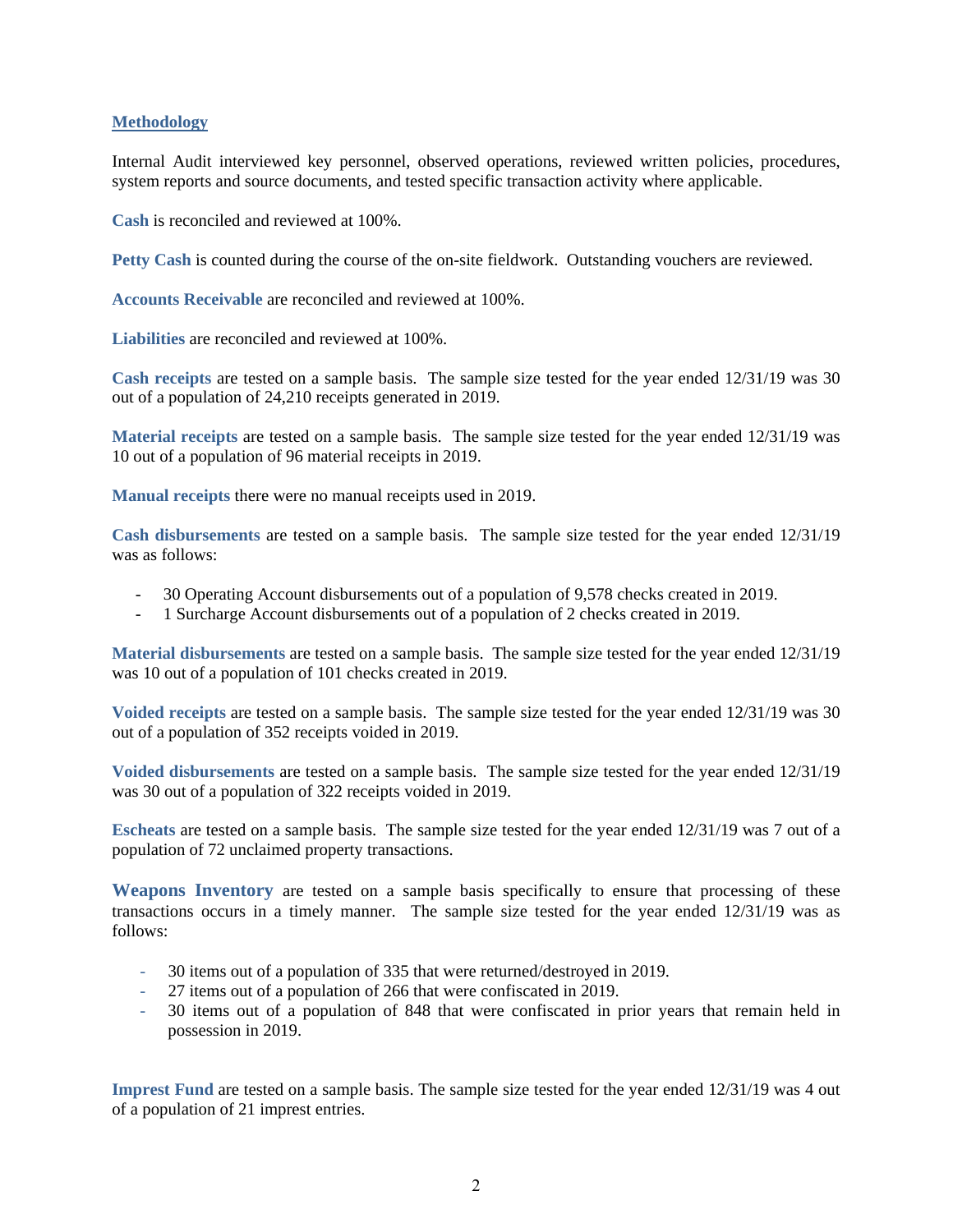## Methodology

Internal Audit interviewed key personnel, observed operations, reviewed written policies, procedures, system reports and source documents, and tested specific transaction activity where applicable.

**Cash** is reconciled and reviewed at 100%.

**Petty Cash** is counted during the course of the on-site fieldwork. Outstanding vouchers are reviewed.

**Accounts Receivable** are reconciled and reviewed at 100%.

**Liabilities** are reconciled and reviewed at 100%.

**Cash receipts** are tested on a sample basis. The sample size tested for the year ended 12/31/19 was 30 out of a population of 24,210 receipts generated in 2019.

**Material receipts** are tested on a sample basis. The sample size tested for the year ended 12/31/19 was 10 out of a population of 96 material receipts in 2019.

**Manual receipts** there were no manual receipts used in 2019.

**Cash disbursements** are tested on a sample basis. The sample size tested for the year ended 12/31/19 was as follows:

- 30 Operating Account disbursements out of a population of 9,578 checks created in 2019.
- 1 Surcharge Account disbursements out of a population of 2 checks created in 2019.

**Material disbursements** are tested on a sample basis. The sample size tested for the year ended 12/31/19 was 10 out of a population of 101 checks created in 2019.

**Voided receipts** are tested on a sample basis. The sample size tested for the year ended 12/31/19 was 30 out of a population of 352 receipts voided in 2019.

**Voided disbursements** are tested on a sample basis. The sample size tested for the year ended 12/31/19 was 30 out of a population of 322 receipts voided in 2019.

**Escheats** are tested on a sample basis. The sample size tested for the year ended 12/31/19 was 7 out of a population of 72 unclaimed property transactions.

**Weapons Inventory** are tested on a sample basis specifically to ensure that processing of these transactions occurs in a timely manner. The sample size tested for the year ended 12/31/19 was as follows:

- 30 items out of a population of 335 that were returned/destroyed in 2019.
- 27 items out of a population of 266 that were confiscated in 2019.
- 30 items out of a population of 848 that were confiscated in prior years that remain held in possession in 2019.

**Imprest Fund** are tested on a sample basis. The sample size tested for the year ended 12/31/19 was 4 out of a population of 21 imprest entries.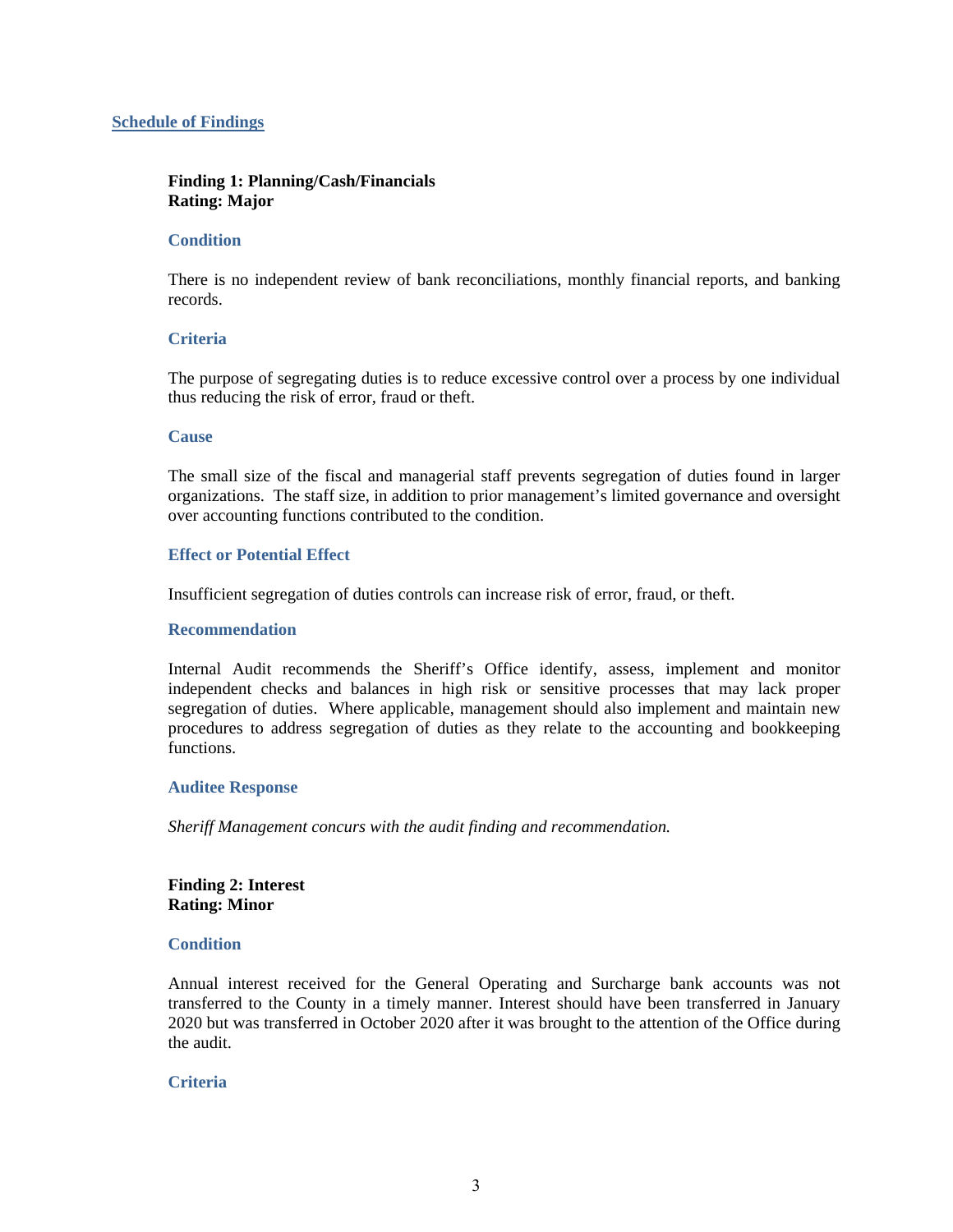## Schedule of Findings

**Finding 1: Planning/Cash/Financials**
**Rating: Major**

### Condition

There is no independent review of bank reconciliations, monthly financial reports, and banking records.

### Criteria

The purpose of segregating duties is to reduce excessive control over a process by one individual thus reducing the risk of error, fraud or theft.

### Cause

The small size of the fiscal and managerial staff prevents segregation of duties found in larger organizations. The staff size, in addition to prior management's limited governance and oversight over accounting functions contributed to the condition.

### Effect or Potential Effect

Insufficient segregation of duties controls can increase risk of error, fraud, or theft.

### Recommendation

Internal Audit recommends the Sheriff's Office identify, assess, implement and monitor independent checks and balances in high risk or sensitive processes that may lack proper segregation of duties. Where applicable, management should also implement and maintain new procedures to address segregation of duties as they relate to the accounting and bookkeeping functions.

### Auditee Response

*Sheriff Management concurs with the audit finding and recommendation.*

**Finding 2: Interest**
**Rating: Minor**

### Condition

Annual interest received for the General Operating and Surcharge bank accounts was not transferred to the County in a timely manner. Interest should have been transferred in January 2020 but was transferred in October 2020 after it was brought to the attention of the Office during the audit.

### Criteria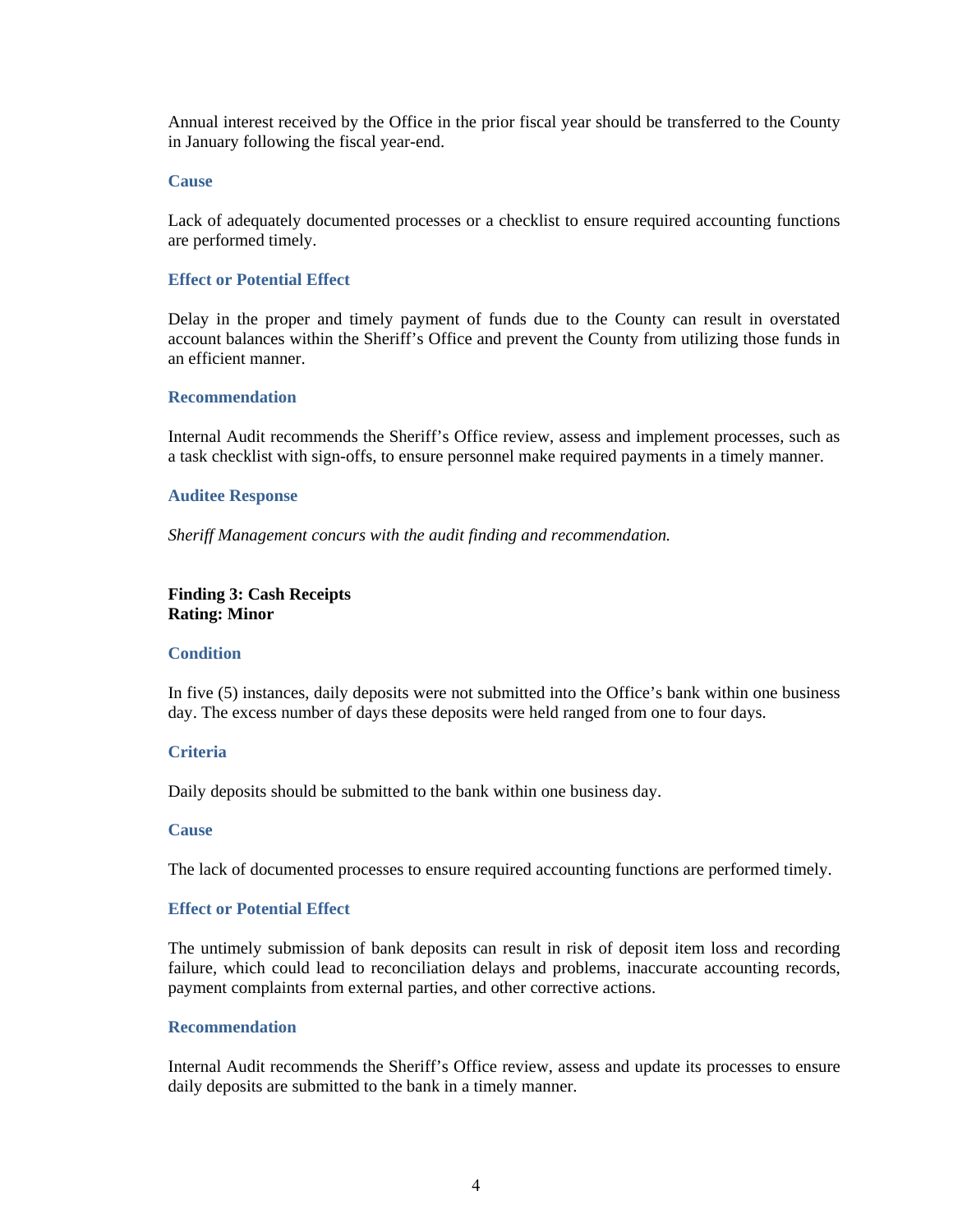Annual interest received by the Office in the prior fiscal year should be transferred to the County in January following the fiscal year-end.

### Cause

Lack of adequately documented processes or a checklist to ensure required accounting functions are performed timely.

### Effect or Potential Effect

Delay in the proper and timely payment of funds due to the County can result in overstated account balances within the Sheriff's Office and prevent the County from utilizing those funds in an efficient manner.

### Recommendation

Internal Audit recommends the Sheriff's Office review, assess and implement processes, such as a task checklist with sign-offs, to ensure personnel make required payments in a timely manner.

### Auditee Response

*Sheriff Management concurs with the audit finding and recommendation.*

**Finding 3: Cash Receipts**
**Rating: Minor**

### Condition

In five (5) instances, daily deposits were not submitted into the Office's bank within one business day. The excess number of days these deposits were held ranged from one to four days.

### Criteria

Daily deposits should be submitted to the bank within one business day.

### Cause

The lack of documented processes to ensure required accounting functions are performed timely.

### Effect or Potential Effect

The untimely submission of bank deposits can result in risk of deposit item loss and recording failure, which could lead to reconciliation delays and problems, inaccurate accounting records, payment complaints from external parties, and other corrective actions.

### Recommendation

Internal Audit recommends the Sheriff's Office review, assess and update its processes to ensure daily deposits are submitted to the bank in a timely manner.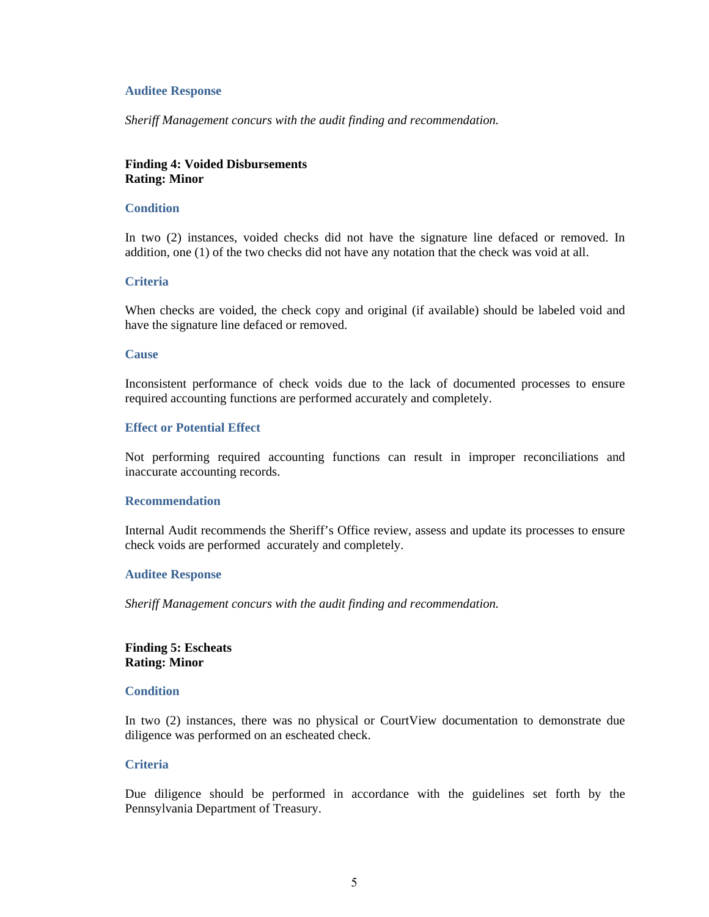#### Auditee Response

*Sheriff Management concurs with the audit finding and recommendation.*

**Finding 4: Voided Disbursements**
**Rating: Minor**

#### Condition

In two (2) instances, voided checks did not have the signature line defaced or removed. In addition, one (1) of the two checks did not have any notation that the check was void at all.

#### Criteria

When checks are voided, the check copy and original (if available) should be labeled void and have the signature line defaced or removed.

#### Cause

Inconsistent performance of check voids due to the lack of documented processes to ensure required accounting functions are performed accurately and completely.

#### Effect or Potential Effect

Not performing required accounting functions can result in improper reconciliations and inaccurate accounting records.

#### Recommendation

Internal Audit recommends the Sheriff's Office review, assess and update its processes to ensure check voids are performed accurately and completely.

#### Auditee Response

*Sheriff Management concurs with the audit finding and recommendation.*

**Finding 5: Escheats**
**Rating: Minor**

#### Condition

In two (2) instances, there was no physical or CourtView documentation to demonstrate due diligence was performed on an escheated check.

#### Criteria

Due diligence should be performed in accordance with the guidelines set forth by the Pennsylvania Department of Treasury.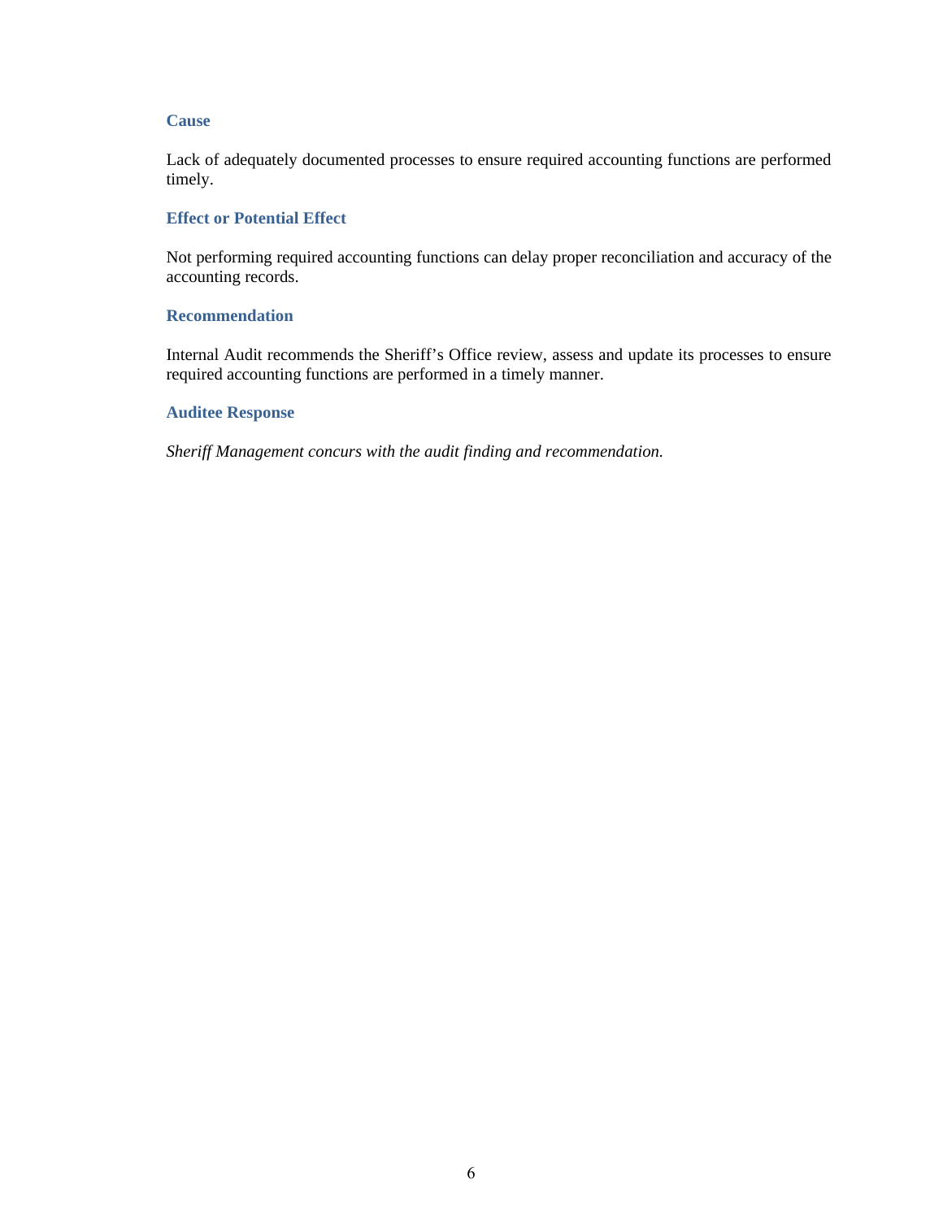### Cause

Lack of adequately documented processes to ensure required accounting functions are performed timely.

### Effect or Potential Effect

Not performing required accounting functions can delay proper reconciliation and accuracy of the accounting records.

### Recommendation

Internal Audit recommends the Sheriff's Office review, assess and update its processes to ensure required accounting functions are performed in a timely manner.

### Auditee Response

*Sheriff Management concurs with the audit finding and recommendation.*